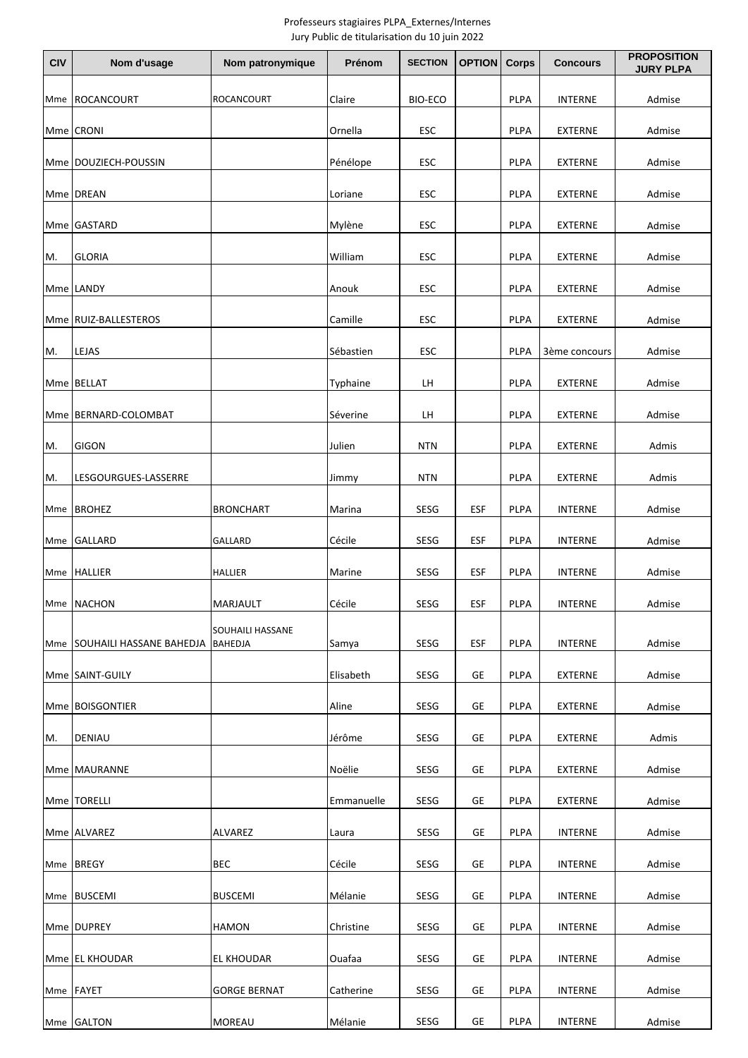Professeurs stagiaires PLPA_Externes/Internes

Jury Public de titularisation du 10 juin 2022

| CIV | Nom d'usage | Nom patronymique | Prénom | SECTION | OPTION | Corps | Concours | PROPOSITION JURY PLPA |
|---|---|---|---|---|---|---|---|---|
| Mme | ROCANCOURT | ROCANCOURT | Claire | BIO-ECO | | PLPA | INTERNE | Admise |
| Mme | CRONI | | Ornella | ESC | | PLPA | EXTERNE | Admise |
| Mme | DOUZIECH-POUSSIN | | Pénélope | ESC | | PLPA | EXTERNE | Admise |
| Mme | DREAN | | Loriane | ESC | | PLPA | EXTERNE | Admise |
| Mme | GASTARD | | Mylène | ESC | | PLPA | EXTERNE | Admise |
| M. | GLORIA | | William | ESC | | PLPA | EXTERNE | Admise |
| Mme | LANDY | | Anouk | ESC | | PLPA | EXTERNE | Admise |
| Mme | RUIZ-BALLESTEROS | | Camille | ESC | | PLPA | EXTERNE | Admise |
| M. | LEJAS | | Sébastien | ESC | | PLPA | 3ème concours | Admise |
| Mme | BELLAT | | Typhaine | LH | | PLPA | EXTERNE | Admise |
| Mme | BERNARD-COLOMBAT | | Séverine | LH | | PLPA | EXTERNE | Admise |
| M. | GIGON | | Julien | NTN | | PLPA | EXTERNE | Admis |
| M. | LESGOURGUES-LASSERRE | | Jimmy | NTN | | PLPA | EXTERNE | Admis |
| Mme | BROHEZ | BRONCHART | Marina | SESG | ESF | PLPA | INTERNE | Admise |
| Mme | GALLARD | GALLARD | Cécile | SESG | ESF | PLPA | INTERNE | Admise |
| Mme | HALLIER | HALLIER | Marine | SESG | ESF | PLPA | INTERNE | Admise |
| Mme | NACHON | MARJAULT | Cécile | SESG | ESF | PLPA | INTERNE | Admise |
| Mme | SOUHAILI HASSANE BAHEDJA | SOUHAILI HASSANE BAHEDJA | Samya | SESG | ESF | PLPA | INTERNE | Admise |
| Mme | SAINT-GUILY | | Elisabeth | SESG | GE | PLPA | EXTERNE | Admise |
| Mme | BOISGONTIER | | Aline | SESG | GE | PLPA | EXTERNE | Admise |
| M. | DENIAU | | Jérôme | SESG | GE | PLPA | EXTERNE | Admis |
| Mme | MAURANNE | | Noëlie | SESG | GE | PLPA | EXTERNE | Admise |
| Mme | TORELLI | | Emmanuelle | SESG | GE | PLPA | EXTERNE | Admise |
| Mme | ALVAREZ | ALVAREZ | Laura | SESG | GE | PLPA | INTERNE | Admise |
| Mme | BREGY | BEC | Cécile | SESG | GE | PLPA | INTERNE | Admise |
| Mme | BUSCEMI | BUSCEMI | Mélanie | SESG | GE | PLPA | INTERNE | Admise |
| Mme | DUPREY | HAMON | Christine | SESG | GE | PLPA | INTERNE | Admise |
| Mme | EL KHOUDAR | EL KHOUDAR | Ouafaa | SESG | GE | PLPA | INTERNE | Admise |
| Mme | FAYET | GORGE BERNAT | Catherine | SESG | GE | PLPA | INTERNE | Admise |
| Mme | GALTON | MOREAU | Mélanie | SESG | GE | PLPA | INTERNE | Admise |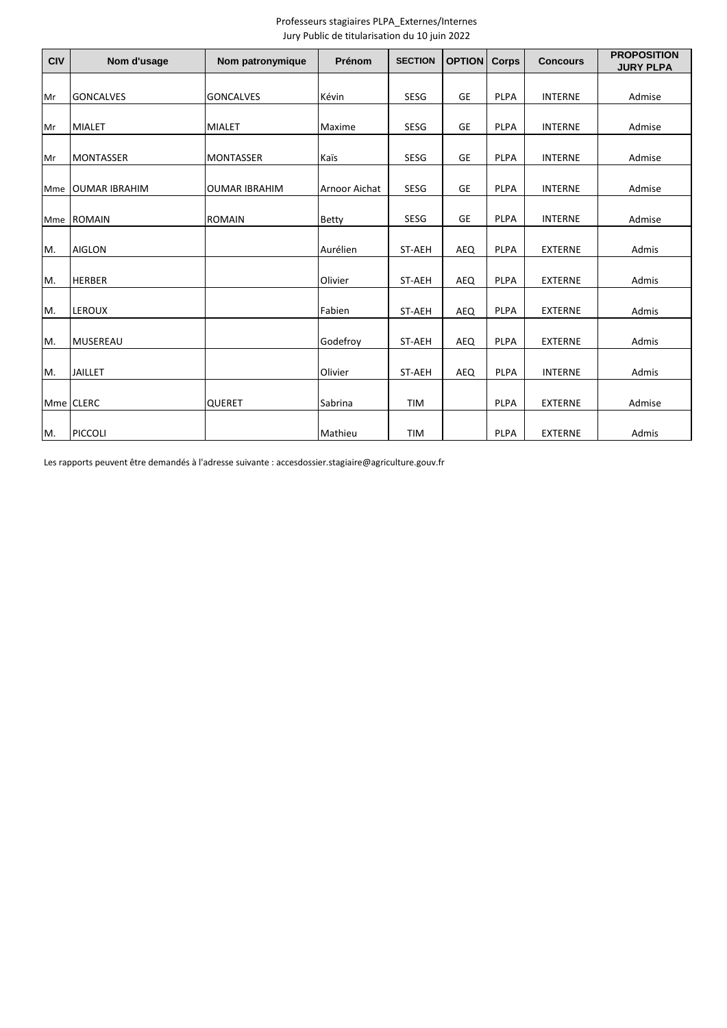Professeurs stagiaires PLPA_Externes/Internes
Jury Public de titularisation du 10 juin 2022

| CIV | Nom d'usage | Nom patronymique | Prénom | SECTION | OPTION | Corps | Concours | PROPOSITION JURY PLPA |
|---|---|---|---|---|---|---|---|---|
| Mr | GONCALVES | GONCALVES | Kévin | SESG | GE | PLPA | INTERNE | Admise |
| Mr | MIALET | MIALET | Maxime | SESG | GE | PLPA | INTERNE | Admise |
| Mr | MONTASSER | MONTASSER | Kaïs | SESG | GE | PLPA | INTERNE | Admise |
| Mme | OUMAR IBRAHIM | OUMAR IBRAHIM | Arnoor Aichat | SESG | GE | PLPA | INTERNE | Admise |
| Mme | ROMAIN | ROMAIN | Betty | SESG | GE | PLPA | INTERNE | Admise |
| M. | AIGLON | | Aurélien | ST-AEH | AEQ | PLPA | EXTERNE | Admis |
| M. | HERBER | | Olivier | ST-AEH | AEQ | PLPA | EXTERNE | Admis |
| M. | LEROUX | | Fabien | ST-AEH | AEQ | PLPA | EXTERNE | Admis |
| M. | MUSEREAU | | Godefroy | ST-AEH | AEQ | PLPA | EXTERNE | Admis |
| M. | JAILLET | | Olivier | ST-AEH | AEQ | PLPA | INTERNE | Admis |
| Mme | CLERC | QUERET | Sabrina | TIM | | PLPA | EXTERNE | Admise |
| M. | PICCOLI | | Mathieu | TIM | | PLPA | EXTERNE | Admis |

Les rapports peuvent être demandés à l'adresse suivante : accesdossier.stagiaire@agriculture.gouv.fr